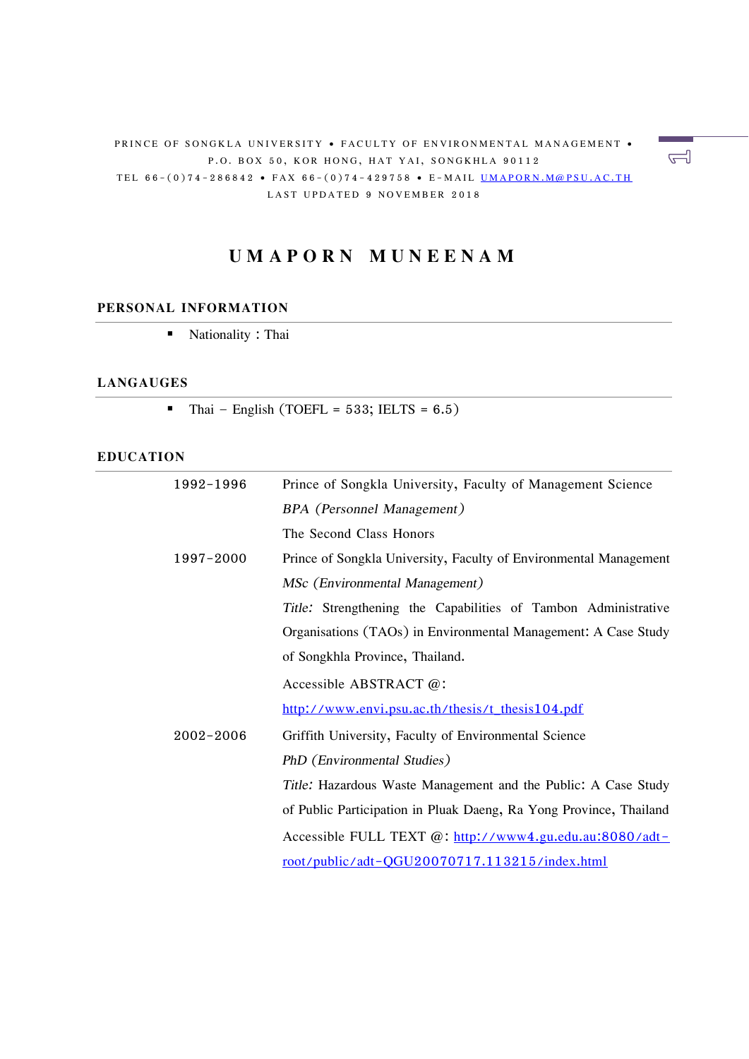PRINCE OF SONGKLA UNIVERSITY • FACULTY OF ENVIRONMENTAL MANAGEMENT •
P.O. BOX 50, KOR HONG, HAT YAI, SONGKHLA 90112
TEL 66-(0)74-286842 • FAX 66-(0)74-429758 • E-MAIL UMAPORN.M@PSU.AC.TH
LAST UPDATED 9 NOVEMBER 2018

# UMAPORN MUNEENAM

## PERSONAL INFORMATION

- Nationality : Thai

## LANGAUGES

- Thai – English (TOEFL = 533; IELTS = 6.5)

## EDUCATION

**1992-1996**
Prince of Songkla University, Faculty of Management Science
*BPA (Personnel Management)*
The Second Class Honors

**1997-2000**
Prince of Songkla University, Faculty of Environmental Management
*MSc (Environmental Management)*
*Title:* Strengthening the Capabilities of Tambon Administrative Organisations (TAOs) in Environmental Management: A Case Study of Songkhla Province, Thailand.
Accessible ABSTRACT @:
http://www.envi.psu.ac.th/thesis/t_thesis104.pdf

**2002-2006**
Griffith University, Faculty of Environmental Science
*PhD (Environmental Studies)*
*Title:* Hazardous Waste Management and the Public: A Case Study of Public Participation in Pluak Daeng, Ra Yong Province, Thailand
Accessible FULL TEXT @: http://www4.gu.edu.au:8080/adt-root/public/adt-QGU20070717.113215/index.html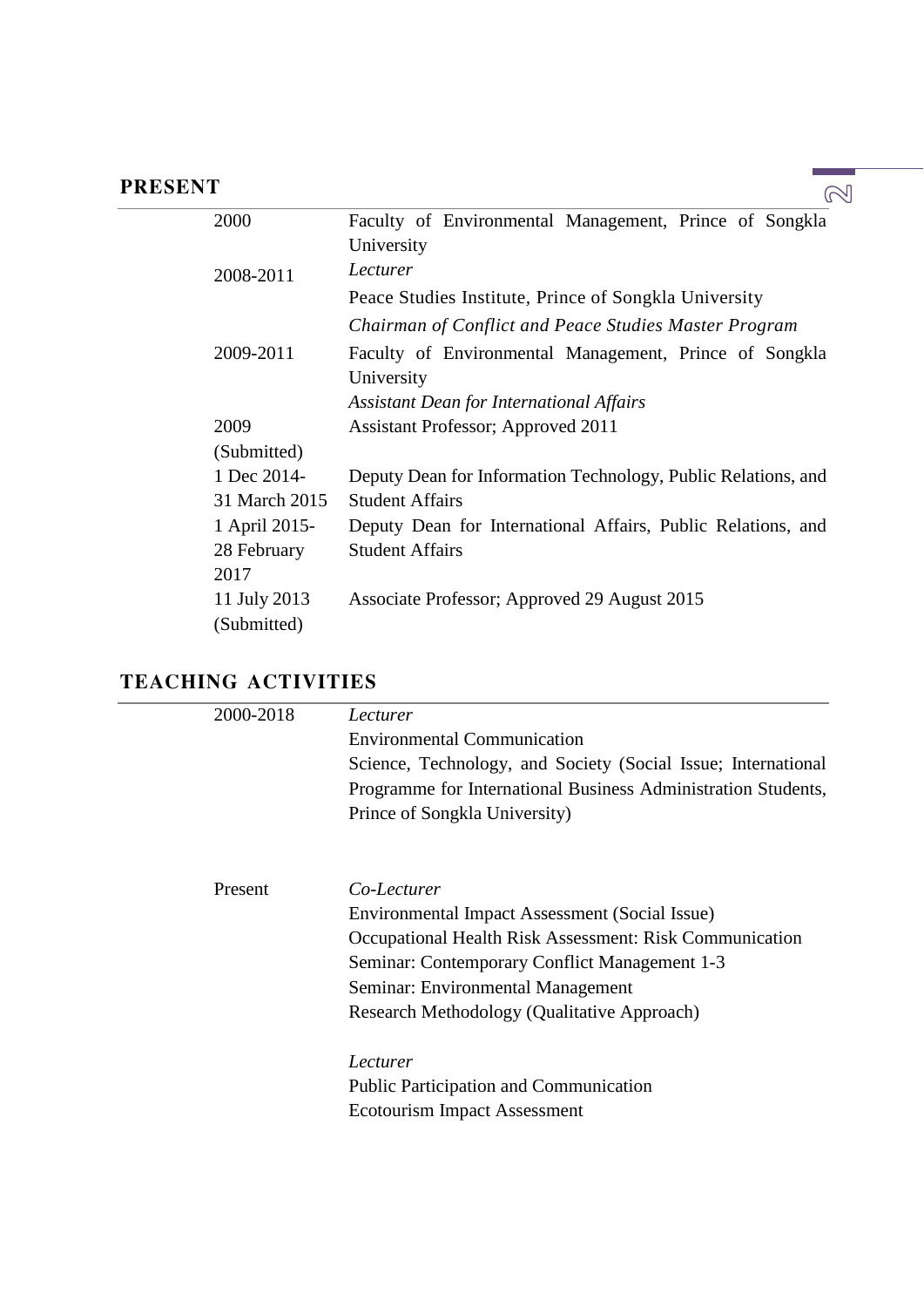## PRESENT

| | |
|---|---|
| 2000 | Faculty of Environmental Management, Prince of Songkla University |
| 2008-2011 | *Lecturer* |
| | Peace Studies Institute, Prince of Songkla University |
| | *Chairman of Conflict and Peace Studies Master Program* |
| 2009-2011 | Faculty of Environmental Management, Prince of Songkla University |
| | *Assistant Dean for International Affairs* |
| 2009 (Submitted) | Assistant Professor; Approved 2011 |
| 1 Dec 2014-31 March 2015 | Deputy Dean for Information Technology, Public Relations, and Student Affairs |
| 1 April 2015-28 February 2017 | Deputy Dean for International Affairs, Public Relations, and Student Affairs |
| 11 July 2013 (Submitted) | Associate Professor; Approved 29 August 2015 |

## TEACHING ACTIVITIES

| | |
|---|---|
| 2000-2018 | *Lecturer* |
| | Environmental Communication |
| | Science, Technology, and Society (Social Issue; International Programme for International Business Administration Students, Prince of Songkla University) |
| Present | *Co-Lecturer* |
| | Environmental Impact Assessment (Social Issue) |
| | Occupational Health Risk Assessment: Risk Communication |
| | Seminar: Contemporary Conflict Management 1-3 |
| | Seminar: Environmental Management |
| | Research Methodology (Qualitative Approach) |
| | *Lecturer* |
| | Public Participation and Communication |
| | Ecotourism Impact Assessment |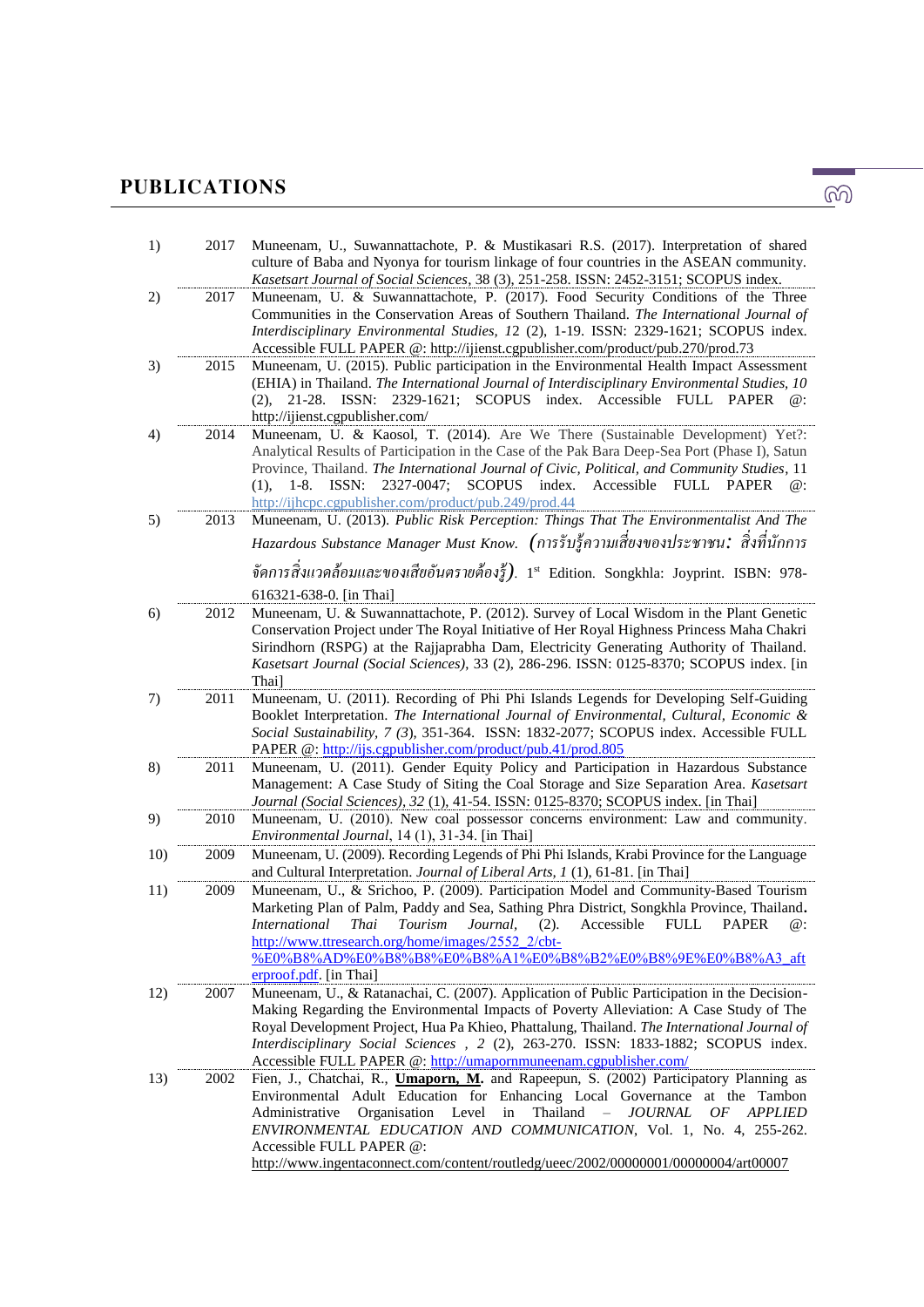## PUBLICATIONS

1) 2017 Muneenam, U., Suwannattachote, P. & Mustikasari R.S. (2017). Interpretation of shared culture of Baba and Nyonya for tourism linkage of four countries in the ASEAN community. *Kasetsart Journal of Social Sciences*, 38 (3), 251-258. ISSN: 2452-3151; SCOPUS index.

2) 2017 Muneenam, U. & Suwannattachote, P. (2017). Food Security Conditions of the Three Communities in the Conservation Areas of Southern Thailand. *The International Journal of Interdisciplinary Environmental Studies, 12* (2), 1-19. ISSN: 2329-1621; SCOPUS index. Accessible FULL PAPER @: http://ijienst.cgpublisher.com/product/pub.270/prod.73

3) 2015 Muneenam, U. (2015). Public participation in the Environmental Health Impact Assessment (EHIA) in Thailand. *The International Journal of Interdisciplinary Environmental Studies, 10* (2), 21-28. ISSN: 2329-1621; SCOPUS index. Accessible FULL PAPER @: http://ijienst.cgpublisher.com/

4) 2014 Muneenam, U. & Kaosol, T. (2014). Are We There (Sustainable Development) Yet?: Analytical Results of Participation in the Case of the Pak Bara Deep-Sea Port (Phase I), Satun Province, Thailand. *The International Journal of Civic, Political, and Community Studies*, 11 (1), 1-8. ISSN: 2327-0047; SCOPUS index. Accessible FULL PAPER @: http://ijhcpc.cgpublisher.com/product/pub.249/prod.44

5) 2013 Muneenam, U. (2013). *Public Risk Perception: Things That The Environmentalist And The Hazardous Substance Manager Must Know. (การรับรู้ความเสี่ยงของประชาชน: สิ่งที่นักการจัดการสิ่งแวดล้อมและของเสียอันตรายต้องรู้)*. 1st Edition. Songkhla: Joyprint. ISBN: 978-616321-638-0. [in Thai]

6) 2012 Muneenam, U. & Suwannattachote, P. (2012). Survey of Local Wisdom in the Plant Genetic Conservation Project under The Royal Initiative of Her Royal Highness Princess Maha Chakri Sirindhorn (RSPG) at the Rajjaprabha Dam, Electricity Generating Authority of Thailand. *Kasetsart Journal (Social Sciences)*, 33 (2), 286-296. ISSN: 0125-8370; SCOPUS index. [in Thai]

7) 2011 Muneenam, U. (2011). Recording of Phi Phi Islands Legends for Developing Self-Guiding Booklet Interpretation. *The International Journal of Environmental, Cultural, Economic & Social Sustainability, 7 (3*), 351-364. ISSN: 1832-2077; SCOPUS index. Accessible FULL PAPER @: http://ijs.cgpublisher.com/product/pub.41/prod.805

8) 2011 Muneenam, U. (2011). Gender Equity Policy and Participation in Hazardous Substance Management: A Case Study of Siting the Coal Storage and Size Separation Area. *Kasetsart Journal (Social Sciences), 32* (1), 41-54. ISSN: 0125-8370; SCOPUS index. [in Thai]

9) 2010 Muneenam, U. (2010). New coal possessor concerns environment: Law and community. *Environmental Journal*, 14 (1), 31-34. [in Thai]

10) 2009 Muneenam, U. (2009). Recording Legends of Phi Phi Islands, Krabi Province for the Language and Cultural Interpretation. *Journal of Liberal Arts, 1* (1), 61-81. [in Thai]

11) 2009 Muneenam, U., & Srichoo, P. (2009). Participation Model and Community-Based Tourism Marketing Plan of Palm, Paddy and Sea, Sathing Phra District, Songkhla Province, Thailand**.** *International Thai Tourism Journal*, (2). Accessible FULL PAPER @: http://www.ttresearch.org/home/images/2552_2/cbt-%E0%B8%AD%E0%B8%B8%E0%B8%A1%E0%B8%B2%E0%B8%9E%E0%B8%A3_afterproof.pdf. [in Thai]

12) 2007 Muneenam, U., & Ratanachai, C. (2007). Application of Public Participation in the Decision-Making Regarding the Environmental Impacts of Poverty Alleviation: A Case Study of The Royal Development Project, Hua Pa Khieo, Phattalung, Thailand. *The International Journal of Interdisciplinary Social Sciences , 2* (2), 263-270. ISSN: 1833-1882; SCOPUS index. Accessible FULL PAPER @: http://umapornmuneenam.cgpublisher.com/

13) 2002 Fien, J., Chatchai, R., **Umaporn, M.** and Rapeepun, S. (2002) Participatory Planning as Environmental Adult Education for Enhancing Local Governance at the Tambon Administrative Organisation Level in Thailand – *JOURNAL OF APPLIED ENVIRONMENTAL EDUCATION AND COMMUNICATION*, Vol. 1, No. 4, 255-262. Accessible FULL PAPER @: http://www.ingentaconnect.com/content/routledg/ueec/2002/00000001/00000004/art00007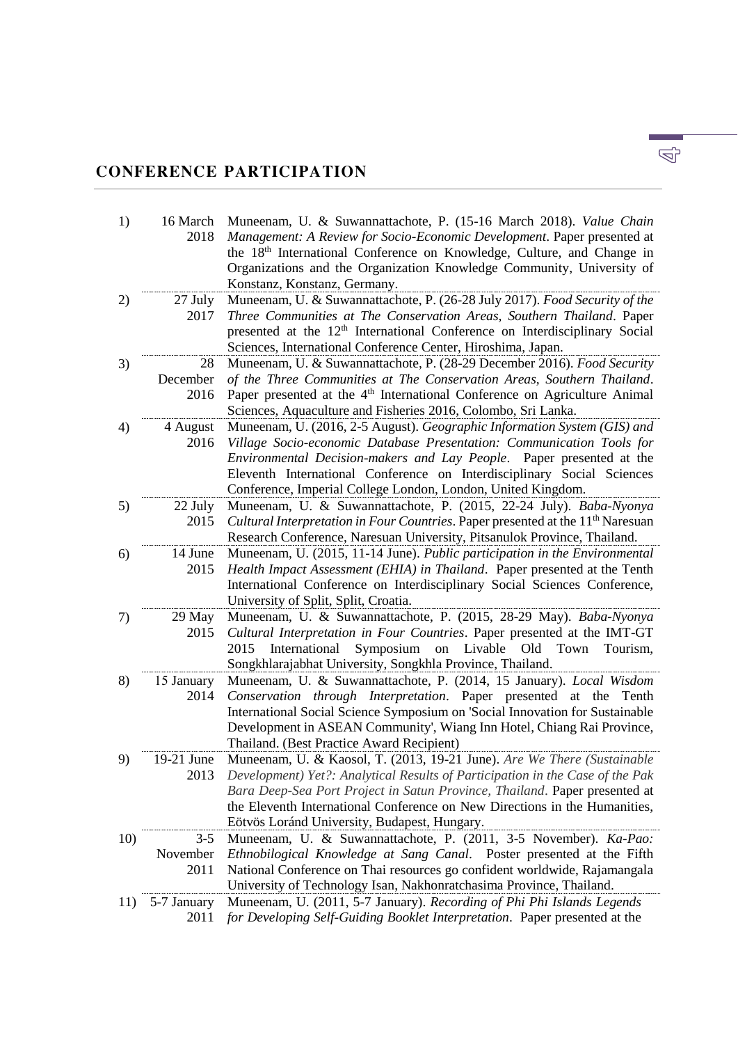## CONFERENCE PARTICIPATION

| | | |
|---|---|---|
| 1) | 16 March 2018 | Muneenam, U. & Suwannattachote, P. (15-16 March 2018). *Value Chain Management: A Review for Socio-Economic Development*. Paper presented at the 18th International Conference on Knowledge, Culture, and Change in Organizations and the Organization Knowledge Community, University of Konstanz, Konstanz, Germany. |
| 2) | 27 July 2017 | Muneenam, U. & Suwannattachote, P. (26-28 July 2017). *Food Security of the Three Communities at The Conservation Areas, Southern Thailand*. Paper presented at the 12th International Conference on Interdisciplinary Social Sciences, International Conference Center, Hiroshima, Japan. |
| 3) | 28 December 2016 | Muneenam, U. & Suwannattachote, P. (28-29 December 2016). *Food Security of the Three Communities at The Conservation Areas, Southern Thailand*. Paper presented at the 4th International Conference on Agriculture Animal Sciences, Aquaculture and Fisheries 2016, Colombo, Sri Lanka. |
| 4) | 4 August 2016 | Muneenam, U. (2016, 2-5 August). *Geographic Information System (GIS) and Village Socio-economic Database Presentation: Communication Tools for Environmental Decision-makers and Lay People*. Paper presented at the Eleventh International Conference on Interdisciplinary Social Sciences Conference, Imperial College London, London, United Kingdom. |
| 5) | 22 July 2015 | Muneenam, U. & Suwannattachote, P. (2015, 22-24 July). *Baba-Nyonya Cultural Interpretation in Four Countries*. Paper presented at the 11th Naresuan Research Conference, Naresuan University, Pitsanulok Province, Thailand. |
| 6) | 14 June 2015 | Muneenam, U. (2015, 11-14 June). *Public participation in the Environmental Health Impact Assessment (EHIA) in Thailand*. Paper presented at the Tenth International Conference on Interdisciplinary Social Sciences Conference, University of Split, Split, Croatia. |
| 7) | 29 May 2015 | Muneenam, U. & Suwannattachote, P. (2015, 28-29 May). *Baba-Nyonya Cultural Interpretation in Four Countries*. Paper presented at the IMT-GT 2015 International Symposium on Livable Old Town Tourism, Songkhlarajabhat University, Songkhla Province, Thailand. |
| 8) | 15 January 2014 | Muneenam, U. & Suwannattachote, P. (2014, 15 January). *Local Wisdom Conservation through Interpretation*. Paper presented at the Tenth International Social Science Symposium on 'Social Innovation for Sustainable Development in ASEAN Community', Wiang Inn Hotel, Chiang Rai Province, Thailand. (Best Practice Award Recipient) |
| 9) | 19-21 June 2013 | Muneenam, U. & Kaosol, T. (2013, 19-21 June). *Are We There (Sustainable Development) Yet?: Analytical Results of Participation in the Case of the Pak Bara Deep-Sea Port Project in Satun Province, Thailand*. Paper presented at the Eleventh International Conference on New Directions in the Humanities, Eötvös Loránd University, Budapest, Hungary. |
| 10) | 3-5 November 2011 | Muneenam, U. & Suwannattachote, P. (2011, 3-5 November). *Ka-Pao: Ethnobilogical Knowledge at Sang Canal*. Poster presented at the Fifth National Conference on Thai resources go confident worldwide, Rajamangala University of Technology Isan, Nakhonratchasima Province, Thailand. |
| 11) | 5-7 January 2011 | Muneenam, U. (2011, 5-7 January). *Recording of Phi Phi Islands Legends for Developing Self-Guiding Booklet Interpretation*. Paper presented at the |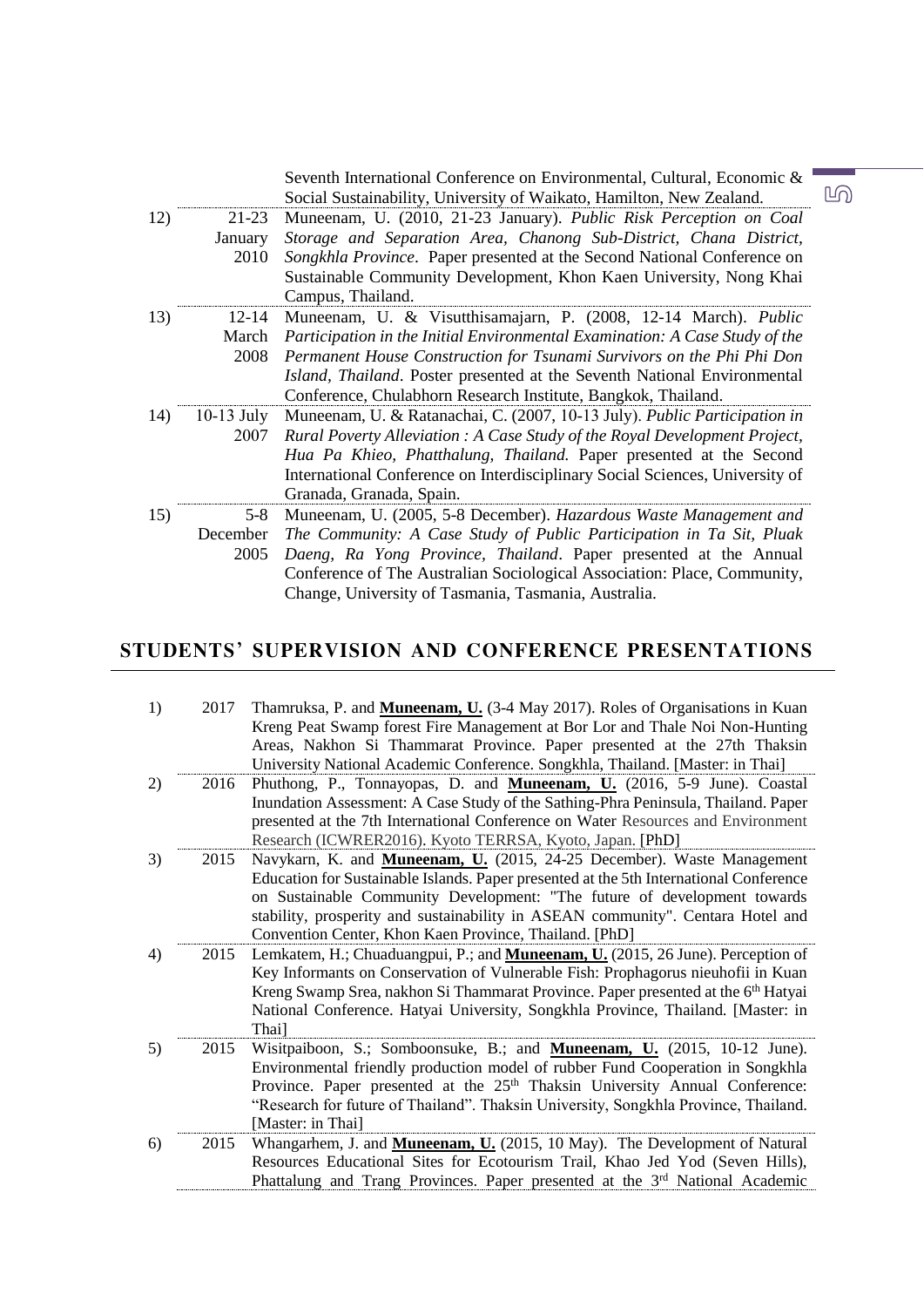| | | |
|---|---|---|
| | | Seventh International Conference on Environmental, Cultural, Economic & Social Sustainability, University of Waikato, Hamilton, New Zealand. |
| 12) | 21-23 January 2010 | Muneenam, U. (2010, 21-23 January). *Public Risk Perception on Coal Storage and Separation Area, Chanong Sub-District, Chana District, Songkhla Province*. Paper presented at the Second National Conference on Sustainable Community Development, Khon Kaen University, Nong Khai Campus, Thailand. |
| 13) | 12-14 March 2008 | Muneenam, U. & Visutthisamajarn, P. (2008, 12-14 March). *Public Participation in the Initial Environmental Examination: A Case Study of the Permanent House Construction for Tsunami Survivors on the Phi Phi Don Island, Thailand*. Poster presented at the Seventh National Environmental Conference, Chulabhorn Research Institute, Bangkok, Thailand. |
| 14) | 10-13 July 2007 | Muneenam, U. & Ratanachai, C. (2007, 10-13 July). *Public Participation in Rural Poverty Alleviation : A Case Study of the Royal Development Project, Hua Pa Khieo, Phatthalung, Thailand.* Paper presented at the Second International Conference on Interdisciplinary Social Sciences, University of Granada, Granada, Spain. |
| 15) | 5-8 December 2005 | Muneenam, U. (2005, 5-8 December). *Hazardous Waste Management and The Community: A Case Study of Public Participation in Ta Sit, Pluak Daeng, Ra Yong Province, Thailand*. Paper presented at the Annual Conference of The Australian Sociological Association: Place, Community, Change, University of Tasmania, Tasmania, Australia. |

## STUDENTS' SUPERVISION AND CONFERENCE PRESENTATIONS

| | | |
|---|---|---|
| 1) | 2017 | Thamruksa, P. and **Muneenam, U.** (3-4 May 2017). Roles of Organisations in Kuan Kreng Peat Swamp forest Fire Management at Bor Lor and Thale Noi Non-Hunting Areas, Nakhon Si Thammarat Province. Paper presented at the 27th Thaksin University National Academic Conference. Songkhla, Thailand. [Master: in Thai] |
| 2) | 2016 | Phuthong, P., Tonnayopas, D. and **Muneenam, U.** (2016, 5-9 June). Coastal Inundation Assessment: A Case Study of the Sathing-Phra Peninsula, Thailand. Paper presented at the 7th International Conference on Water Resources and Environment Research (ICWRER2016). Kyoto TERRSA, Kyoto, Japan. [PhD] |
| 3) | 2015 | Navykarn, K. and **Muneenam, U.** (2015, 24-25 December). Waste Management Education for Sustainable Islands. Paper presented at the 5th International Conference on Sustainable Community Development: "The future of development towards stability, prosperity and sustainability in ASEAN community". Centara Hotel and Convention Center, Khon Kaen Province, Thailand. [PhD] |
| 4) | 2015 | Lemkatem, H.; Chuaduangpui, P.; and **Muneenam, U.** (2015, 26 June). Perception of Key Informants on Conservation of Vulnerable Fish: Prophagorus nieuhofii in Kuan Kreng Swamp Srea, nakhon Si Thammarat Province. Paper presented at the 6th Hatyai National Conference. Hatyai University, Songkhla Province, Thailand. [Master: in Thai] |
| 5) | 2015 | Wisitpaiboon, S.; Somboonsuke, B.; and **Muneenam, U.** (2015, 10-12 June). Environmental friendly production model of rubber Fund Cooperation in Songkhla Province. Paper presented at the 25th Thaksin University Annual Conference: "Research for future of Thailand". Thaksin University, Songkhla Province, Thailand. [Master: in Thai] |
| 6) | 2015 | Whangarhem, J. and **Muneenam, U.** (2015, 10 May). The Development of Natural Resources Educational Sites for Ecotourism Trail, Khao Jed Yod (Seven Hills), Phattalung and Trang Provinces. Paper presented at the 3rd National Academic |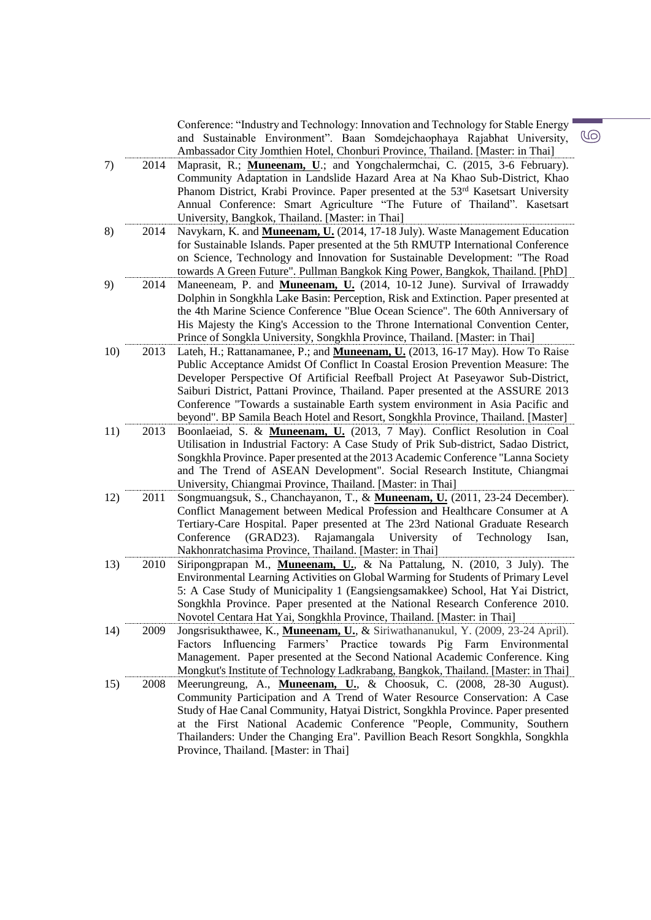Conference: "Industry and Technology: Innovation and Technology for Stable Energy and Sustainable Environment". Baan Somdejchaophaya Rajabhat University, Ambassador City Jomthien Hotel, Chonburi Province, Thailand. [Master: in Thai]

| | | |
|---|---|---|
| 7) | 2014 | Maprasit, R.; **Muneenam, U**.; and Yongchalermchai, C. (2015, 3-6 February). Community Adaptation in Landslide Hazard Area at Na Khao Sub-District, Khao Phanom District, Krabi Province. Paper presented at the 53rd Kasetsart University Annual Conference: Smart Agriculture "The Future of Thailand". Kasetsart University, Bangkok, Thailand. [Master: in Thai] |
| 8) | 2014 | Navykarn, K. and **Muneenam, U.** (2014, 17-18 July). Waste Management Education for Sustainable Islands. Paper presented at the 5th RMUTP International Conference on Science, Technology and Innovation for Sustainable Development: "The Road towards A Green Future". Pullman Bangkok King Power, Bangkok, Thailand. [PhD] |
| 9) | 2014 | Maneeneam, P. and **Muneenam, U.** (2014, 10-12 June). Survival of Irrawaddy Dolphin in Songkhla Lake Basin: Perception, Risk and Extinction. Paper presented at the 4th Marine Science Conference "Blue Ocean Science". The 60th Anniversary of His Majesty the King's Accession to the Throne International Convention Center, Prince of Songkla University, Songkhla Province, Thailand. [Master: in Thai] |
| 10) | 2013 | Lateh, H.; Rattanamanee, P.; and **Muneenam, U.** (2013, 16-17 May). How To Raise Public Acceptance Amidst Of Conflict In Coastal Erosion Prevention Measure: The Developer Perspective Of Artificial Reefball Project At Paseyawor Sub-District, Saiburi District, Pattani Province, Thailand. Paper presented at the ASSURE 2013 Conference "Towards a sustainable Earth system environment in Asia Pacific and beyond". BP Samila Beach Hotel and Resort, Songkhla Province, Thailand. [Master] |
| 11) | 2013 | Boonlaeiad, S. & **Muneenam, U.** (2013, 7 May). Conflict Resolution in Coal Utilisation in Industrial Factory: A Case Study of Prik Sub-district, Sadao District, Songkhla Province. Paper presented at the 2013 Academic Conference "Lanna Society and The Trend of ASEAN Development". Social Research Institute, Chiangmai University, Chiangmai Province, Thailand. [Master: in Thai] |
| 12) | 2011 | Songmuangsuk, S., Chanchayanon, T., & **Muneenam, U.** (2011, 23-24 December). Conflict Management between Medical Profession and Healthcare Consumer at A Tertiary-Care Hospital. Paper presented at The 23rd National Graduate Research Conference (GRAD23). Rajamangala University of Technology Isan, Nakhonratchasima Province, Thailand. [Master: in Thai] |
| 13) | 2010 | Siripongprapan M., **Muneenam, U.**, & Na Pattalung, N. (2010, 3 July). The Environmental Learning Activities on Global Warming for Students of Primary Level 5: A Case Study of Municipality 1 (Eangsiengsamakkee) School, Hat Yai District, Songkhla Province. Paper presented at the National Research Conference 2010. Novotel Centara Hat Yai, Songkhla Province, Thailand. [Master: in Thai] |
| 14) | 2009 | Jongsrisukthawee, K., **Muneenam, U.**, & Siriwathananukul, Y. (2009, 23-24 April). Factors Influencing Farmers' Practice towards Pig Farm Environmental Management. Paper presented at the Second National Academic Conference. King Mongkut's Institute of Technology Ladkrabang, Bangkok, Thailand. [Master: in Thai] |
| 15) | 2008 | Meerungreung, A., **Muneenam, U.**, & Choosuk, C. (2008, 28-30 August). Community Participation and A Trend of Water Resource Conservation: A Case Study of Hae Canal Community, Hatyai District, Songkhla Province. Paper presented at the First National Academic Conference "People, Community, Southern Thailanders: Under the Changing Era". Pavillion Beach Resort Songkhla, Songkhla Province, Thailand. [Master: in Thai] |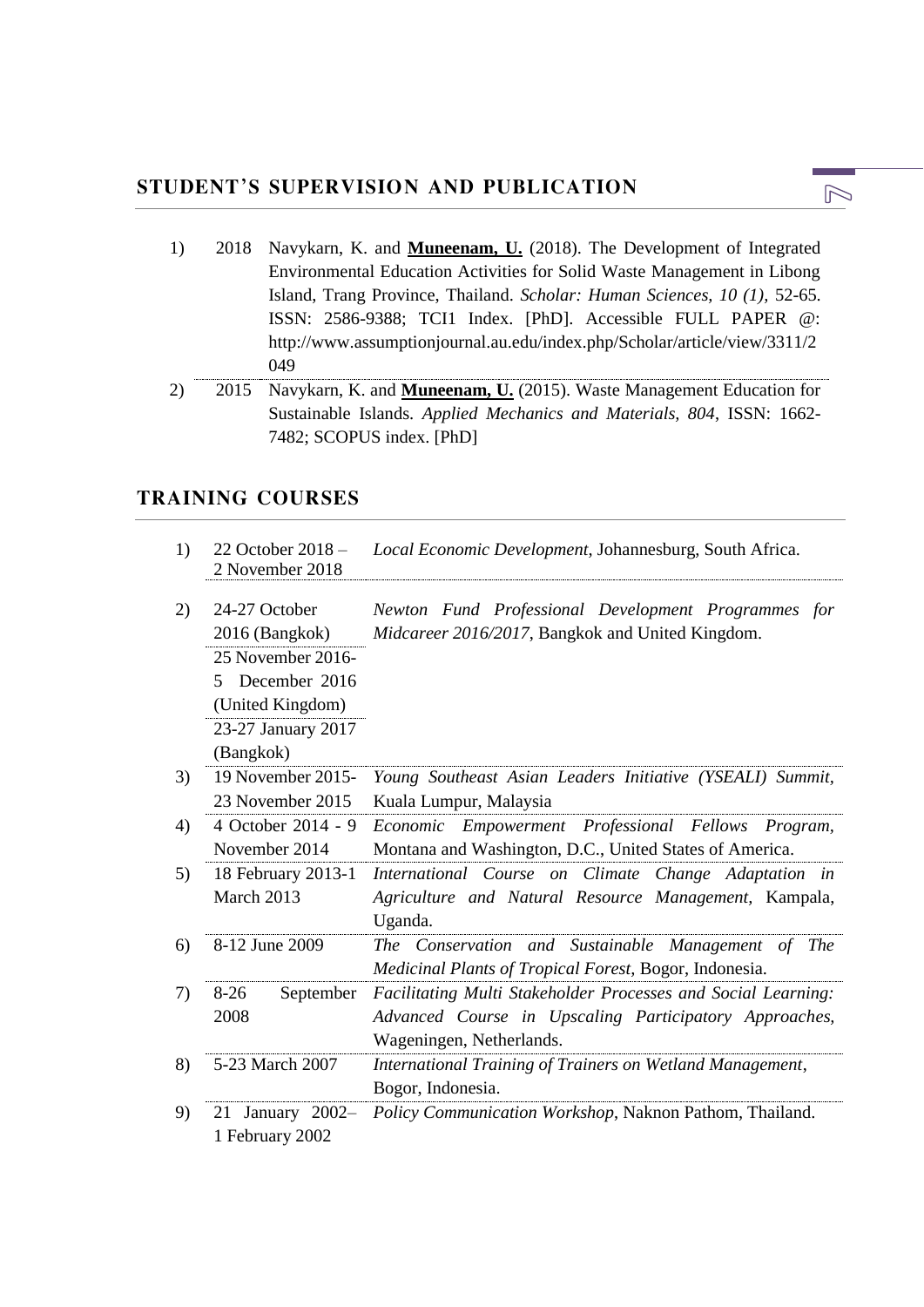## STUDENT'S SUPERVISION AND PUBLICATION

| | | |
|---|---|---|
| 1) | 2018 | Navykarn, K. and **Muneenam, U.** (2018). The Development of Integrated Environmental Education Activities for Solid Waste Management in Libong Island, Trang Province, Thailand. *Scholar: Human Sciences, 10 (1)*, 52-65. ISSN: 2586-9388; TCI1 Index. [PhD]. Accessible FULL PAPER @: http://www.assumptionjournal.au.edu/index.php/Scholar/article/view/3311/2049 |
| 2) | 2015 | Navykarn, K. and **Muneenam, U.** (2015). Waste Management Education for Sustainable Islands. *Applied Mechanics and Materials, 804*, ISSN: 1662-7482; SCOPUS index. [PhD] |

## TRAINING COURSES

| | | |
|---|---|---|
| 1) | 22 October 2018 – 2 November 2018 | *Local Economic Development*, Johannesburg, South Africa. |
| 2) | 24-27 October 2016 (Bangkok)<br>25 November 2016-5 December 2016 (United Kingdom)<br>23-27 January 2017 (Bangkok) | *Newton Fund Professional Development Programmes for Midcareer 2016/2017*, Bangkok and United Kingdom. |
| 3) | 19 November 2015-23 November 2015 | *Young Southeast Asian Leaders Initiative (YSEALI) Summit*, Kuala Lumpur, Malaysia |
| 4) | 4 October 2014 - 9 November 2014 | *Economic Empowerment Professional Fellows Program*, Montana and Washington, D.C., United States of America. |
| 5) | 18 February 2013-1 March 2013 | *International Course on Climate Change Adaptation in Agriculture and Natural Resource Management*, Kampala, Uganda. |
| 6) | 8-12 June 2009 | *The Conservation and Sustainable Management of The Medicinal Plants of Tropical Forest*, Bogor, Indonesia. |
| 7) | 8-26 September 2008 | *Facilitating Multi Stakeholder Processes and Social Learning: Advanced Course in Upscaling Participatory Approaches*, Wageningen, Netherlands. |
| 8) | 5-23 March 2007 | *International Training of Trainers on Wetland Management*, Bogor, Indonesia. |
| 9) | 21 January 2002–1 February 2002 | *Policy Communication Workshop*, Naknon Pathom, Thailand. |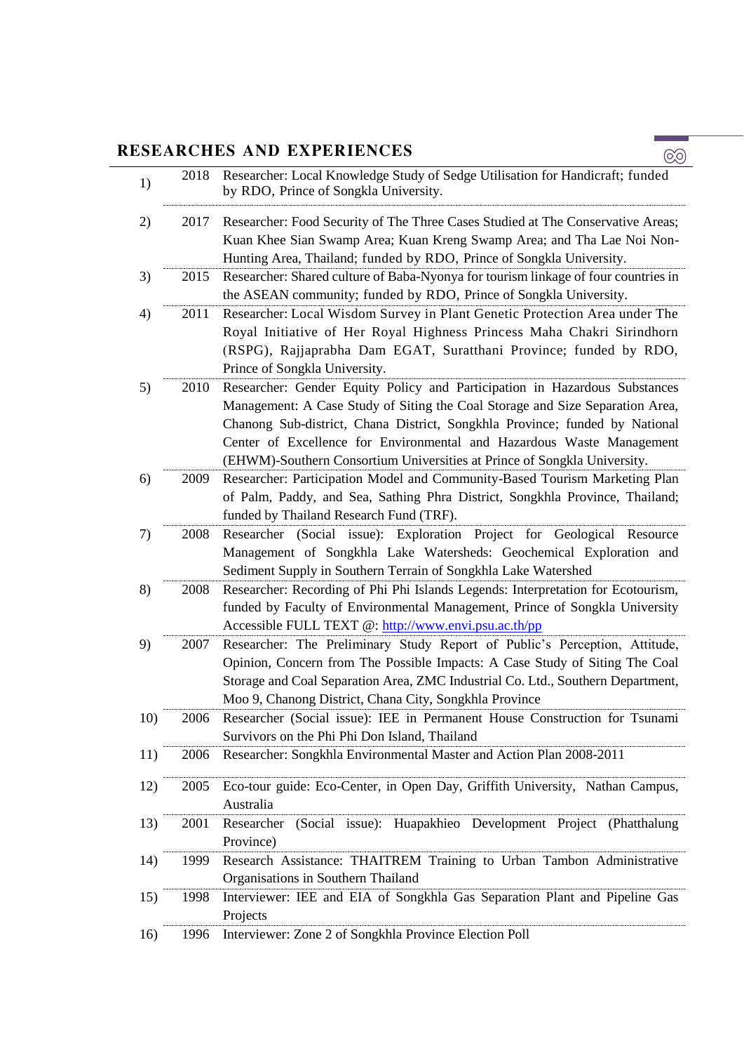## RESEARCHES AND EXPERIENCES

| No. | Year | Description |
|---|---|---|
| 1) | 2018 | Researcher: Local Knowledge Study of Sedge Utilisation for Handicraft; funded by RDO, Prince of Songkla University. |
| 2) | 2017 | Researcher: Food Security of The Three Cases Studied at The Conservative Areas; Kuan Khee Sian Swamp Area; Kuan Kreng Swamp Area; and Tha Lae Noi Non-Hunting Area, Thailand; funded by RDO, Prince of Songkla University. |
| 3) | 2015 | Researcher: Shared culture of Baba-Nyonya for tourism linkage of four countries in the ASEAN community; funded by RDO, Prince of Songkla University. |
| 4) | 2011 | Researcher: Local Wisdom Survey in Plant Genetic Protection Area under The Royal Initiative of Her Royal Highness Princess Maha Chakri Sirindhorn (RSPG), Rajjaprabha Dam EGAT, Suratthani Province; funded by RDO, Prince of Songkla University. |
| 5) | 2010 | Researcher: Gender Equity Policy and Participation in Hazardous Substances Management: A Case Study of Siting the Coal Storage and Size Separation Area, Chanong Sub-district, Chana District, Songkhla Province; funded by National Center of Excellence for Environmental and Hazardous Waste Management (EHWM)-Southern Consortium Universities at Prince of Songkla University. |
| 6) | 2009 | Researcher: Participation Model and Community-Based Tourism Marketing Plan of Palm, Paddy, and Sea, Sathing Phra District, Songkhla Province, Thailand; funded by Thailand Research Fund (TRF). |
| 7) | 2008 | Researcher (Social issue): Exploration Project for Geological Resource Management of Songkhla Lake Watersheds: Geochemical Exploration and Sediment Supply in Southern Terrain of Songkhla Lake Watershed |
| 8) | 2008 | Researcher: Recording of Phi Phi Islands Legends: Interpretation for Ecotourism, funded by Faculty of Environmental Management, Prince of Songkla University Accessible FULL TEXT @: [http://www.envi.psu.ac.th/pp](http://www.envi.psu.ac.th/pp) |
| 9) | 2007 | Researcher: The Preliminary Study Report of Public's Perception, Attitude, Opinion, Concern from The Possible Impacts: A Case Study of Siting The Coal Storage and Coal Separation Area, ZMC Industrial Co. Ltd., Southern Department, Moo 9, Chanong District, Chana City, Songkhla Province |
| 10) | 2006 | Researcher (Social issue): IEE in Permanent House Construction for Tsunami Survivors on the Phi Phi Don Island, Thailand |
| 11) | 2006 | Researcher: Songkhla Environmental Master and Action Plan 2008-2011 |
| 12) | 2005 | Eco-tour guide: Eco-Center, in Open Day, Griffith University, Nathan Campus, Australia |
| 13) | 2001 | Researcher (Social issue): Huapakhieo Development Project (Phatthalung Province) |
| 14) | 1999 | Research Assistance: THAITREM Training to Urban Tambon Administrative Organisations in Southern Thailand |
| 15) | 1998 | Interviewer: IEE and EIA of Songkhla Gas Separation Plant and Pipeline Gas Projects |
| 16) | 1996 | Interviewer: Zone 2 of Songkhla Province Election Poll |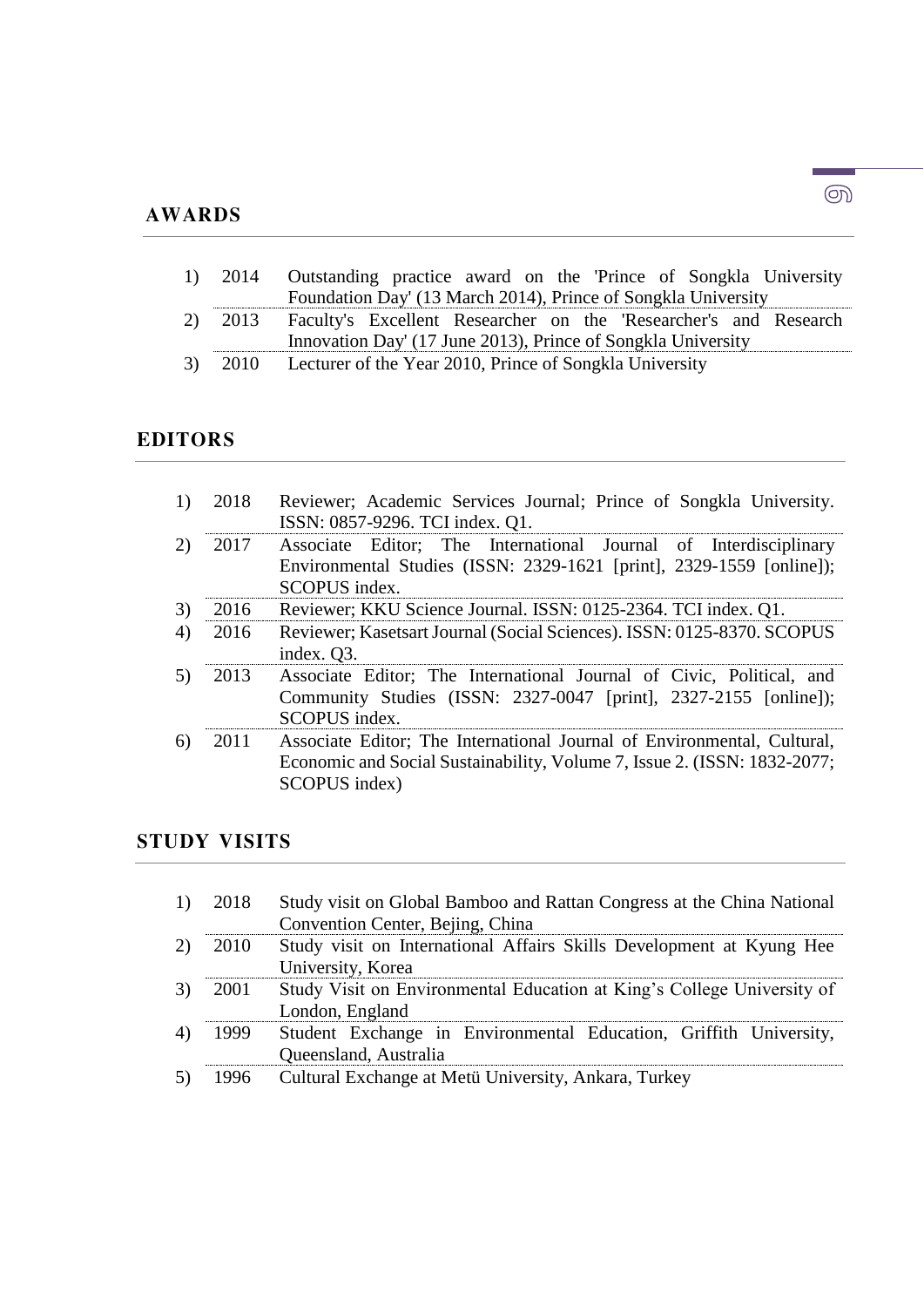## AWARDS

1) 2014 Outstanding practice award on the 'Prince of Songkla University Foundation Day' (13 March 2014), Prince of Songkla University
2) 2013 Faculty's Excellent Researcher on the 'Researcher's and Research Innovation Day' (17 June 2013), Prince of Songkla University
3) 2010 Lecturer of the Year 2010, Prince of Songkla University

## EDITORS

1) 2018 Reviewer; Academic Services Journal; Prince of Songkla University. ISSN: 0857-9296. TCI index. Q1.
2) 2017 Associate Editor; The International Journal of Interdisciplinary Environmental Studies (ISSN: 2329-1621 [print], 2329-1559 [online]); SCOPUS index.
3) 2016 Reviewer; KKU Science Journal. ISSN: 0125-2364. TCI index. Q1.
4) 2016 Reviewer; Kasetsart Journal (Social Sciences). ISSN: 0125-8370. SCOPUS index. Q3.
5) 2013 Associate Editor; The International Journal of Civic, Political, and Community Studies (ISSN: 2327-0047 [print], 2327-2155 [online]); SCOPUS index.
6) 2011 Associate Editor; The International Journal of Environmental, Cultural, Economic and Social Sustainability, Volume 7, Issue 2. (ISSN: 1832-2077; SCOPUS index)

## STUDY VISITS

1) 2018 Study visit on Global Bamboo and Rattan Congress at the China National Convention Center, Bejing, China
2) 2010 Study visit on International Affairs Skills Development at Kyung Hee University, Korea
3) 2001 Study Visit on Environmental Education at King's College University of London, England
4) 1999 Student Exchange in Environmental Education, Griffith University, Queensland, Australia
5) 1996 Cultural Exchange at Metü University, Ankara, Turkey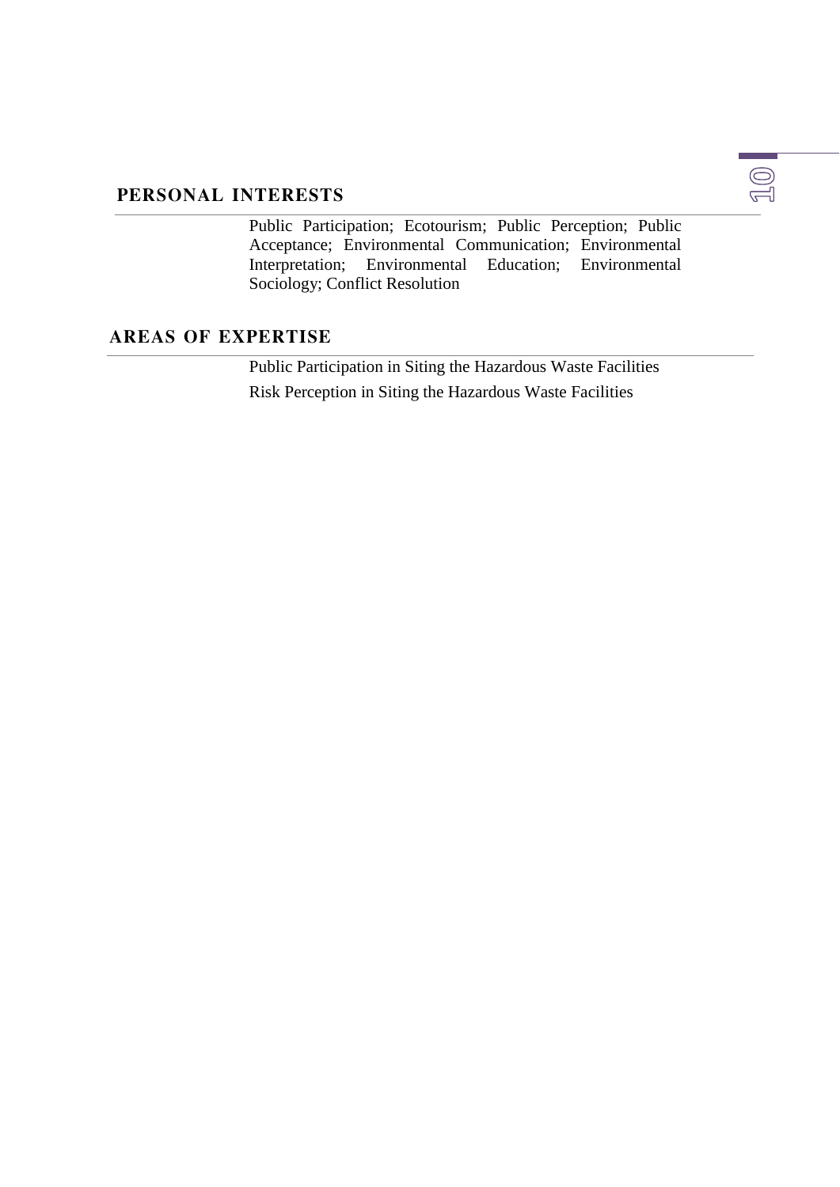## PERSONAL INTERESTS

Public Participation; Ecotourism; Public Perception; Public Acceptance; Environmental Communication; Environmental Interpretation; Environmental Education; Environmental Sociology; Conflict Resolution

## AREAS OF EXPERTISE

Public Participation in Siting the Hazardous Waste Facilities

Risk Perception in Siting the Hazardous Waste Facilities